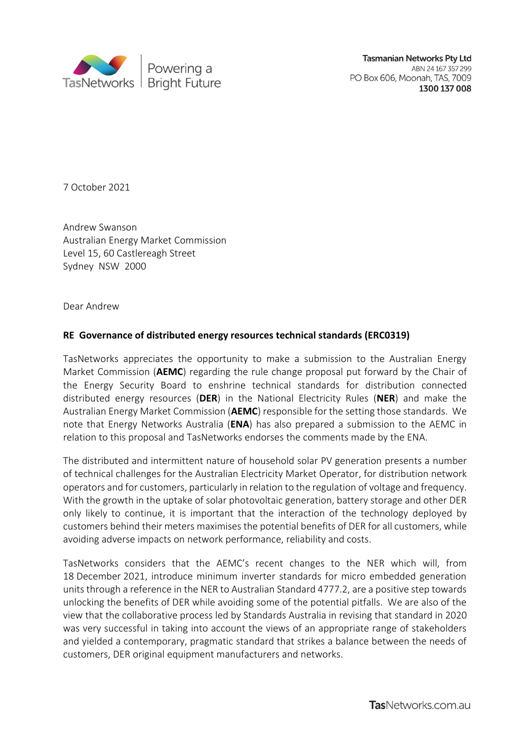Tasmanian Networks Pty Ltd
ABN 24 167 357 299
PO Box 606, Moonah, TAS, 7009
**1300 137 008**

7 October 2021

Andrew Swanson
Australian Energy Market Commission
Level 15, 60 Castlereagh Street
Sydney NSW 2000

Dear Andrew

**RE Governance of distributed energy resources technical standards (ERC0319)**

TasNetworks appreciates the opportunity to make a submission to the Australian Energy Market Commission (**AEMC**) regarding the rule change proposal put forward by the Chair of the Energy Security Board to enshrine technical standards for distribution connected distributed energy resources (**DER**) in the National Electricity Rules (**NER**) and make the Australian Energy Market Commission (**AEMC**) responsible for the setting those standards. We note that Energy Networks Australia (**ENA**) has also prepared a submission to the AEMC in relation to this proposal and TasNetworks endorses the comments made by the ENA.

The distributed and intermittent nature of household solar PV generation presents a number of technical challenges for the Australian Electricity Market Operator, for distribution network operators and for customers, particularly in relation to the regulation of voltage and frequency. With the growth in the uptake of solar photovoltaic generation, battery storage and other DER only likely to continue, it is important that the interaction of the technology deployed by customers behind their meters maximises the potential benefits of DER for all customers, while avoiding adverse impacts on network performance, reliability and costs.

TasNetworks considers that the AEMC's recent changes to the NER which will, from 18 December 2021, introduce minimum inverter standards for micro embedded generation units through a reference in the NER to Australian Standard 4777.2, are a positive step towards unlocking the benefits of DER while avoiding some of the potential pitfalls. We are also of the view that the collaborative process led by Standards Australia in revising that standard in 2020 was very successful in taking into account the views of an appropriate range of stakeholders and yielded a contemporary, pragmatic standard that strikes a balance between the needs of customers, DER original equipment manufacturers and networks.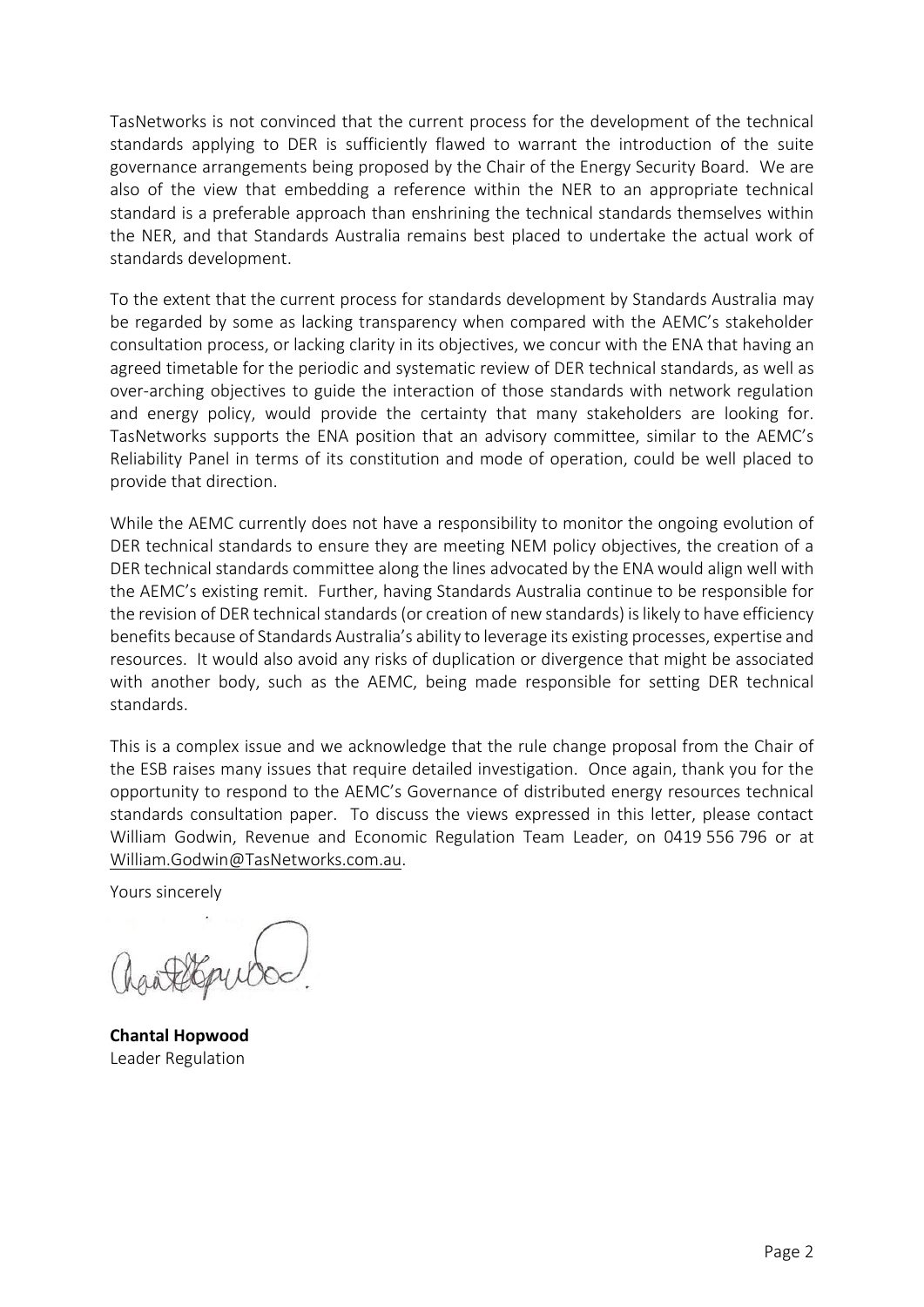TasNetworks is not convinced that the current process for the development of the technical standards applying to DER is sufficiently flawed to warrant the introduction of the suite governance arrangements being proposed by the Chair of the Energy Security Board. We are also of the view that embedding a reference within the NER to an appropriate technical standard is a preferable approach than enshrining the technical standards themselves within the NER, and that Standards Australia remains best placed to undertake the actual work of standards development.

To the extent that the current process for standards development by Standards Australia may be regarded by some as lacking transparency when compared with the AEMC's stakeholder consultation process, or lacking clarity in its objectives, we concur with the ENA that having an agreed timetable for the periodic and systematic review of DER technical standards, as well as over-arching objectives to guide the interaction of those standards with network regulation and energy policy, would provide the certainty that many stakeholders are looking for. TasNetworks supports the ENA position that an advisory committee, similar to the AEMC's Reliability Panel in terms of its constitution and mode of operation, could be well placed to provide that direction.

While the AEMC currently does not have a responsibility to monitor the ongoing evolution of DER technical standards to ensure they are meeting NEM policy objectives, the creation of a DER technical standards committee along the lines advocated by the ENA would align well with the AEMC's existing remit. Further, having Standards Australia continue to be responsible for the revision of DER technical standards (or creation of new standards) is likely to have efficiency benefits because of Standards Australia's ability to leverage its existing processes, expertise and resources. It would also avoid any risks of duplication or divergence that might be associated with another body, such as the AEMC, being made responsible for setting DER technical standards.

This is a complex issue and we acknowledge that the rule change proposal from the Chair of the ESB raises many issues that require detailed investigation. Once again, thank you for the opportunity to respond to the AEMC's Governance of distributed energy resources technical standards consultation paper. To discuss the views expressed in this letter, please contact William Godwin, Revenue and Economic Regulation Team Leader, on 0419 556 796 or at William.Godwin@TasNetworks.com.au.

Yours sincerely

**Chantal Hopwood**
Leader Regulation